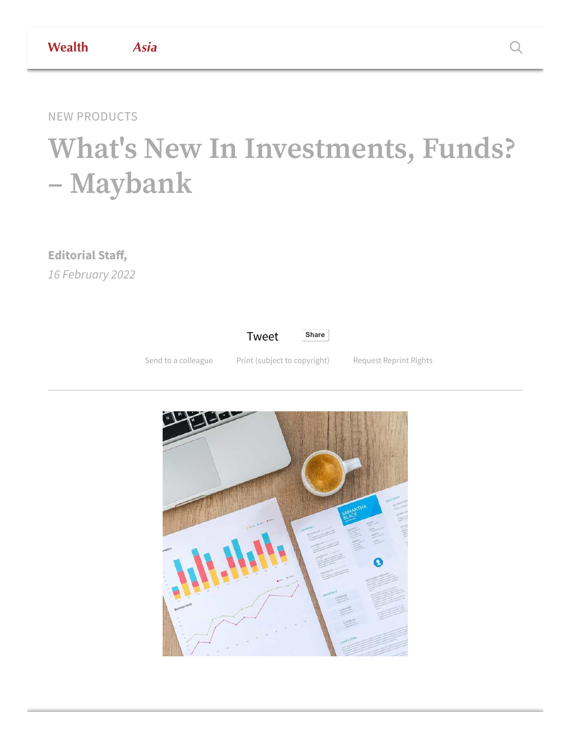NEW PRODUCTS

# What's New In Investments, Funds? – Maybank

**Editorial Staff,**

*16 February 2022*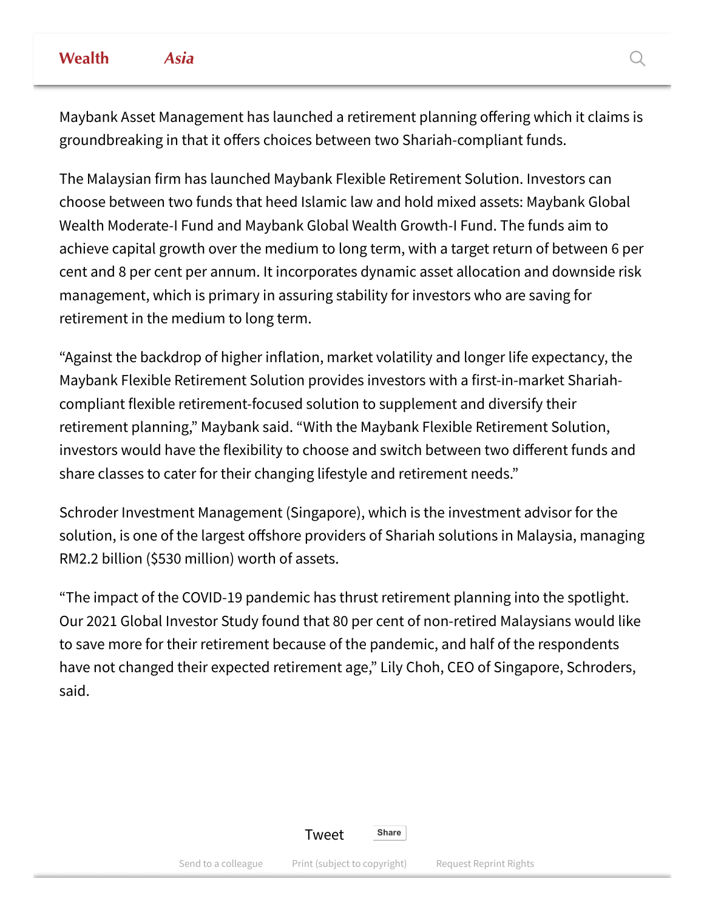Maybank Asset Management has launched a retirement planning offering which it claims is groundbreaking in that it offers choices between two Shariah-compliant funds.

The Malaysian firm has launched Maybank Flexible Retirement Solution. Investors can choose between two funds that heed Islamic law and hold mixed assets: Maybank Global Wealth Moderate-I Fund and Maybank Global Wealth Growth-I Fund. The funds aim to achieve capital growth over the medium to long term, with a target return of between 6 per cent and 8 per cent per annum. It incorporates dynamic asset allocation and downside risk management, which is primary in assuring stability for investors who are saving for retirement in the medium to long term.

"Against the backdrop of higher inflation, market volatility and longer life expectancy, the Maybank Flexible Retirement Solution provides investors with a first-in-market Shariah-compliant flexible retirement-focused solution to supplement and diversify their retirement planning," Maybank said. "With the Maybank Flexible Retirement Solution, investors would have the flexibility to choose and switch between two different funds and share classes to cater for their changing lifestyle and retirement needs."

Schroder Investment Management (Singapore), which is the investment advisor for the solution, is one of the largest offshore providers of Shariah solutions in Malaysia, managing RM2.2 billion ($530 million) worth of assets.

"The impact of the COVID-19 pandemic has thrust retirement planning into the spotlight. Our 2021 Global Investor Study found that 80 per cent of non-retired Malaysians would like to save more for their retirement because of the pandemic, and half of the respondents have not changed their expected retirement age," Lily Choh, CEO of Singapore, Schroders, said.